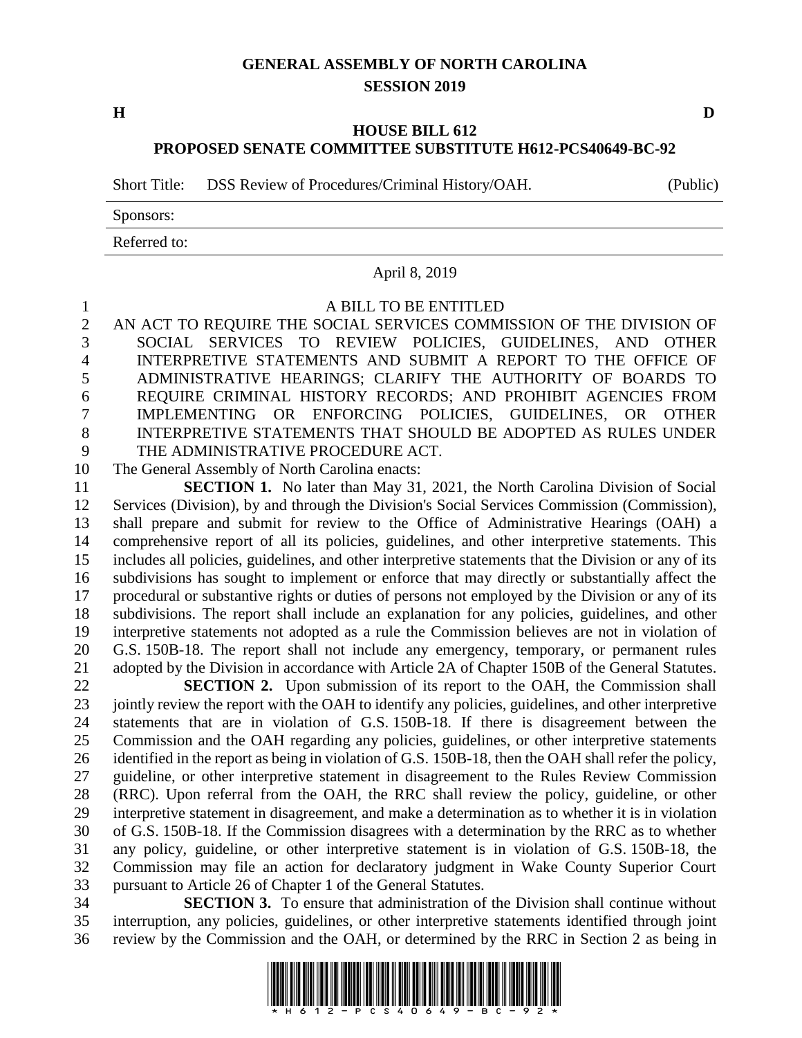# GENERAL ASSEMBLY OF NORTH CAROLINA
## SESSION 2019

**H** **D**

## HOUSE BILL 612
## PROPOSED SENATE COMMITTEE SUBSTITUTE H612-PCS40649-BC-92

Short Title: DSS Review of Procedures/Criminal History/OAH. (Public)

Sponsors:

Referred to:

April 8, 2019

A BILL TO BE ENTITLED

AN ACT TO REQUIRE THE SOCIAL SERVICES COMMISSION OF THE DIVISION OF SOCIAL SERVICES TO REVIEW POLICIES, GUIDELINES, AND OTHER INTERPRETIVE STATEMENTS AND SUBMIT A REPORT TO THE OFFICE OF ADMINISTRATIVE HEARINGS; CLARIFY THE AUTHORITY OF BOARDS TO REQUIRE CRIMINAL HISTORY RECORDS; AND PROHIBIT AGENCIES FROM IMPLEMENTING OR ENFORCING POLICIES, GUIDELINES, OR OTHER INTERPRETIVE STATEMENTS THAT SHOULD BE ADOPTED AS RULES UNDER THE ADMINISTRATIVE PROCEDURE ACT.

The General Assembly of North Carolina enacts:

**SECTION 1.** No later than May 31, 2021, the North Carolina Division of Social Services (Division), by and through the Division's Social Services Commission (Commission), shall prepare and submit for review to the Office of Administrative Hearings (OAH) a comprehensive report of all its policies, guidelines, and other interpretive statements. This includes all policies, guidelines, and other interpretive statements that the Division or any of its subdivisions has sought to implement or enforce that may directly or substantially affect the procedural or substantive rights or duties of persons not employed by the Division or any of its subdivisions. The report shall include an explanation for any policies, guidelines, and other interpretive statements not adopted as a rule the Commission believes are not in violation of G.S. 150B-18. The report shall not include any emergency, temporary, or permanent rules adopted by the Division in accordance with Article 2A of Chapter 150B of the General Statutes.

**SECTION 2.** Upon submission of its report to the OAH, the Commission shall jointly review the report with the OAH to identify any policies, guidelines, and other interpretive statements that are in violation of G.S. 150B-18. If there is disagreement between the Commission and the OAH regarding any policies, guidelines, or other interpretive statements identified in the report as being in violation of G.S. 150B-18, then the OAH shall refer the policy, guideline, or other interpretive statement in disagreement to the Rules Review Commission (RRC). Upon referral from the OAH, the RRC shall review the policy, guideline, or other interpretive statement in disagreement, and make a determination as to whether it is in violation of G.S. 150B-18. If the Commission disagrees with a determination by the RRC as to whether any policy, guideline, or other interpretive statement is in violation of G.S. 150B-18, the Commission may file an action for declaratory judgment in Wake County Superior Court pursuant to Article 26 of Chapter 1 of the General Statutes.

**SECTION 3.** To ensure that administration of the Division shall continue without interruption, any policies, guidelines, or other interpretive statements identified through joint review by the Commission and the OAH, or determined by the RRC in Section 2 as being in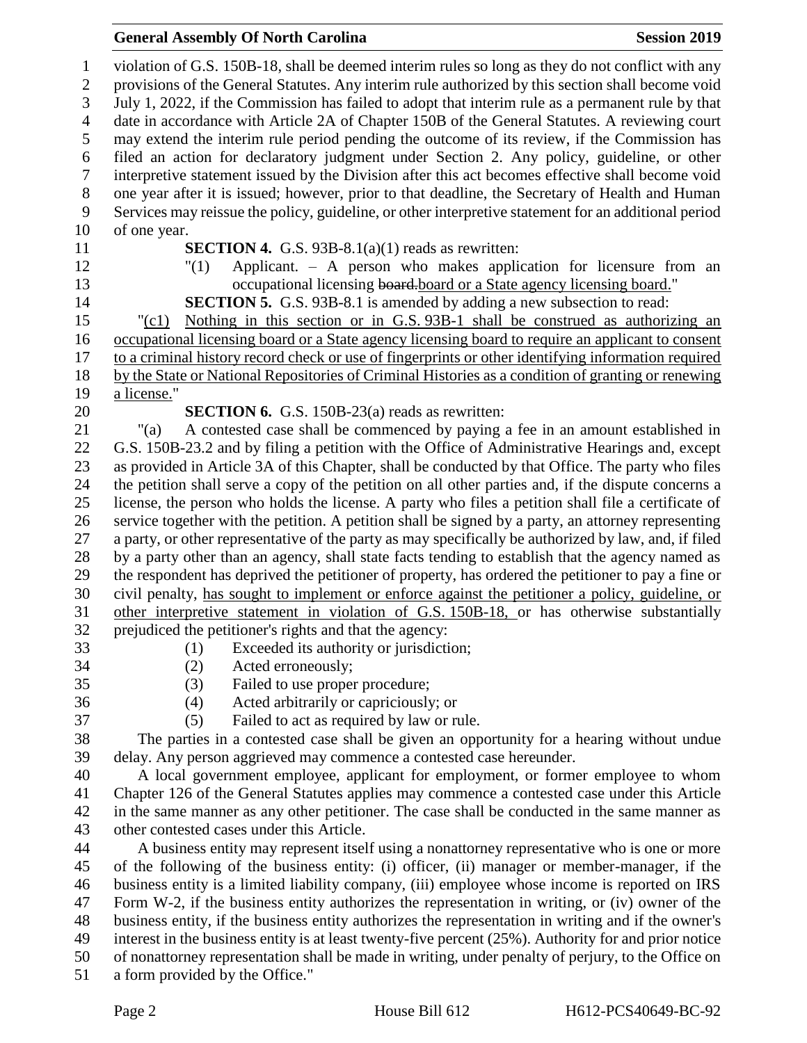violation of G.S. 150B-18, shall be deemed interim rules so long as they do not conflict with any provisions of the General Statutes. Any interim rule authorized by this section shall become void July 1, 2022, if the Commission has failed to adopt that interim rule as a permanent rule by that date in accordance with Article 2A of Chapter 150B of the General Statutes. A reviewing court may extend the interim rule period pending the outcome of its review, if the Commission has filed an action for declaratory judgment under Section 2. Any policy, guideline, or other interpretive statement issued by the Division after this act becomes effective shall become void one year after it is issued; however, prior to that deadline, the Secretary of Health and Human Services may reissue the policy, guideline, or other interpretive statement for an additional period of one year.

**SECTION 4.** G.S. 93B-8.1(a)(1) reads as rewritten:

"(1) Applicant. – A person who makes application for licensure from an occupational licensing ~~board.~~<u>board or a State agency licensing board.</u>"

**SECTION 5.** G.S. 93B-8.1 is amended by adding a new subsection to read:

"<u>(c1) Nothing in this section or in G.S. 93B-1 shall be construed as authorizing an occupational licensing board or a State agency licensing board to require an applicant to consent to a criminal history record check or use of fingerprints or other identifying information required by the State or National Repositories of Criminal Histories as a condition of granting or renewing a license.</u>"

**SECTION 6.** G.S. 150B-23(a) reads as rewritten:

"(a) A contested case shall be commenced by paying a fee in an amount established in G.S. 150B-23.2 and by filing a petition with the Office of Administrative Hearings and, except as provided in Article 3A of this Chapter, shall be conducted by that Office. The party who files the petition shall serve a copy of the petition on all other parties and, if the dispute concerns a license, the person who holds the license. A party who files a petition shall file a certificate of service together with the petition. A petition shall be signed by a party, an attorney representing a party, or other representative of the party as may specifically be authorized by law, and, if filed by a party other than an agency, shall state facts tending to establish that the agency named as the respondent has deprived the petitioner of property, has ordered the petitioner to pay a fine or civil penalty, <u>has sought to implement or enforce against the petitioner a policy, guideline, or other interpretive statement in violation of G.S. 150B-18,</u> or has otherwise substantially prejudiced the petitioner's rights and that the agency:

(1) Exceeded its authority or jurisdiction;
(2) Acted erroneously;
(3) Failed to use proper procedure;
(4) Acted arbitrarily or capriciously; or
(5) Failed to act as required by law or rule.

The parties in a contested case shall be given an opportunity for a hearing without undue delay. Any person aggrieved may commence a contested case hereunder.

A local government employee, applicant for employment, or former employee to whom Chapter 126 of the General Statutes applies may commence a contested case under this Article in the same manner as any other petitioner. The case shall be conducted in the same manner as other contested cases under this Article.

A business entity may represent itself using a nonattorney representative who is one or more of the following of the business entity: (i) officer, (ii) manager or member-manager, if the business entity is a limited liability company, (iii) employee whose income is reported on IRS Form W-2, if the business entity authorizes the representation in writing, or (iv) owner of the business entity, if the business entity authorizes the representation in writing and if the owner's interest in the business entity is at least twenty-five percent (25%). Authority for and prior notice of nonattorney representation shall be made in writing, under penalty of perjury, to the Office on a form provided by the Office."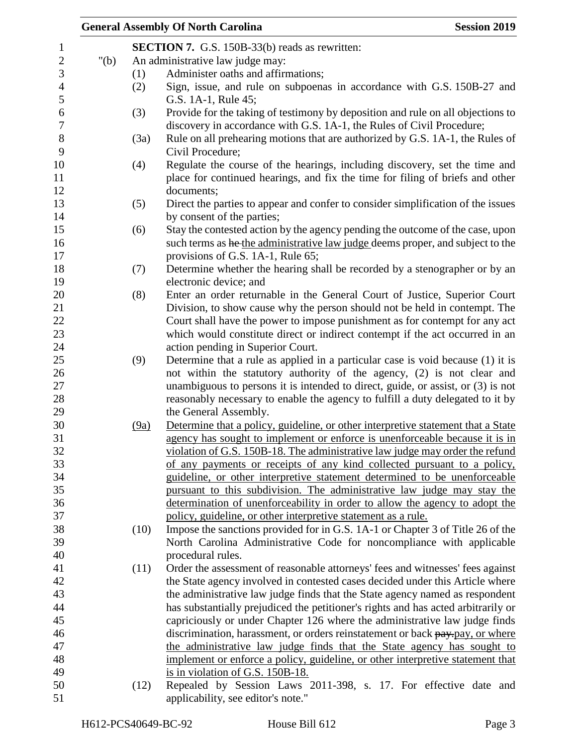**SECTION 7.** G.S. 150B-33(b) reads as rewritten:

"(b) An administrative law judge may:

(1) Administer oaths and affirmations;

(2) Sign, issue, and rule on subpoenas in accordance with G.S. 150B-27 and G.S. 1A-1, Rule 45;

(3) Provide for the taking of testimony by deposition and rule on all objections to discovery in accordance with G.S. 1A-1, the Rules of Civil Procedure;

(3a) Rule on all prehearing motions that are authorized by G.S. 1A-1, the Rules of Civil Procedure;

(4) Regulate the course of the hearings, including discovery, set the time and place for continued hearings, and fix the time for filing of briefs and other documents;

(5) Direct the parties to appear and confer to consider simplification of the issues by consent of the parties;

(6) Stay the contested action by the agency pending the outcome of the case, upon such terms as ~~he~~ the administrative law judge deems proper, and subject to the provisions of G.S. 1A-1, Rule 65;

(7) Determine whether the hearing shall be recorded by a stenographer or by an electronic device; and

(8) Enter an order returnable in the General Court of Justice, Superior Court Division, to show cause why the person should not be held in contempt. The Court shall have the power to impose punishment as for contempt for any act which would constitute direct or indirect contempt if the act occurred in an action pending in Superior Court.

(9) Determine that a rule as applied in a particular case is void because (1) it is not within the statutory authority of the agency, (2) is not clear and unambiguous to persons it is intended to direct, guide, or assist, or (3) is not reasonably necessary to enable the agency to fulfill a duty delegated to it by the General Assembly.

<u>(9a) Determine that a policy, guideline, or other interpretive statement that a State agency has sought to implement or enforce is unenforceable because it is in violation of G.S. 150B-18. The administrative law judge may order the refund of any payments or receipts of any kind collected pursuant to a policy, guideline, or other interpretive statement determined to be unenforceable pursuant to this subdivision. The administrative law judge may stay the determination of unenforceability in order to allow the agency to adopt the policy, guideline, or other interpretive statement as a rule.</u>

(10) Impose the sanctions provided for in G.S. 1A-1 or Chapter 3 of Title 26 of the North Carolina Administrative Code for noncompliance with applicable procedural rules.

(11) Order the assessment of reasonable attorneys' fees and witnesses' fees against the State agency involved in contested cases decided under this Article where the administrative law judge finds that the State agency named as respondent has substantially prejudiced the petitioner's rights and has acted arbitrarily or capriciously or under Chapter 126 where the administrative law judge finds discrimination, harassment, or orders reinstatement or back ~~pay.~~<u>pay, or where the administrative law judge finds that the State agency has sought to implement or enforce a policy, guideline, or other interpretive statement that is in violation of G.S. 150B-18.</u>

(12) Repealed by Session Laws 2011-398, s. 17. For effective date and applicability, see editor's note."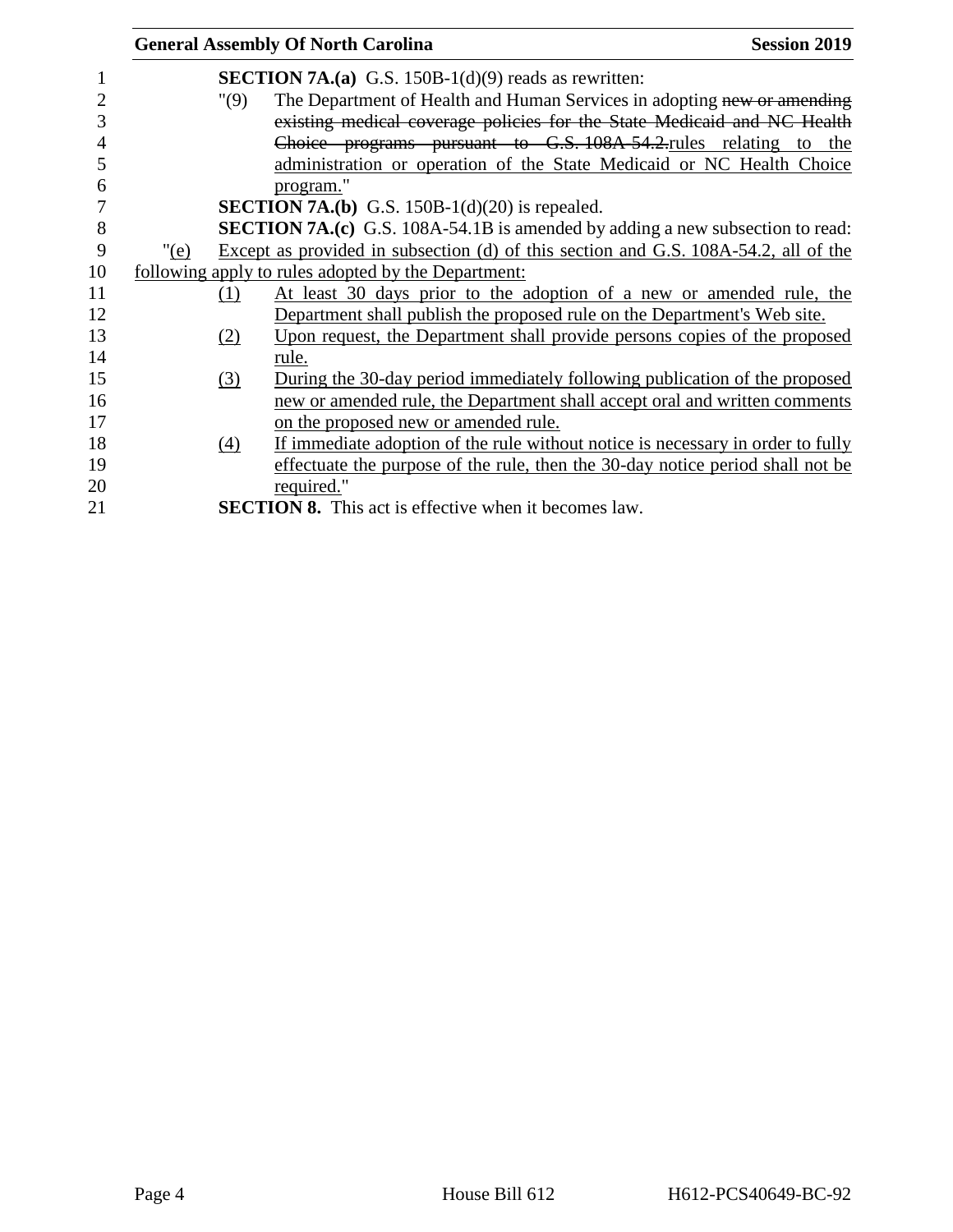**SECTION 7A.(a)** G.S. 150B-1(d)(9) reads as rewritten:

"(9) The Department of Health and Human Services in adopting ~~new or amending existing medical coverage policies for the State Medicaid and NC Health Choice programs pursuant to G.S. 108A-54.2.~~rules relating to the administration or operation of the State Medicaid or NC Health Choice program."

**SECTION 7A.(b)** G.S. 150B-1(d)(20) is repealed.

**SECTION 7A.(c)** G.S. 108A-54.1B is amended by adding a new subsection to read:

"(e) Except as provided in subsection (d) of this section and G.S. 108A-54.2, all of the following apply to rules adopted by the Department:

(1) At least 30 days prior to the adoption of a new or amended rule, the Department shall publish the proposed rule on the Department's Web site.

(2) Upon request, the Department shall provide persons copies of the proposed rule.

(3) During the 30-day period immediately following publication of the proposed new or amended rule, the Department shall accept oral and written comments on the proposed new or amended rule.

(4) If immediate adoption of the rule without notice is necessary in order to fully effectuate the purpose of the rule, then the 30-day notice period shall not be required."

**SECTION 8.** This act is effective when it becomes law.